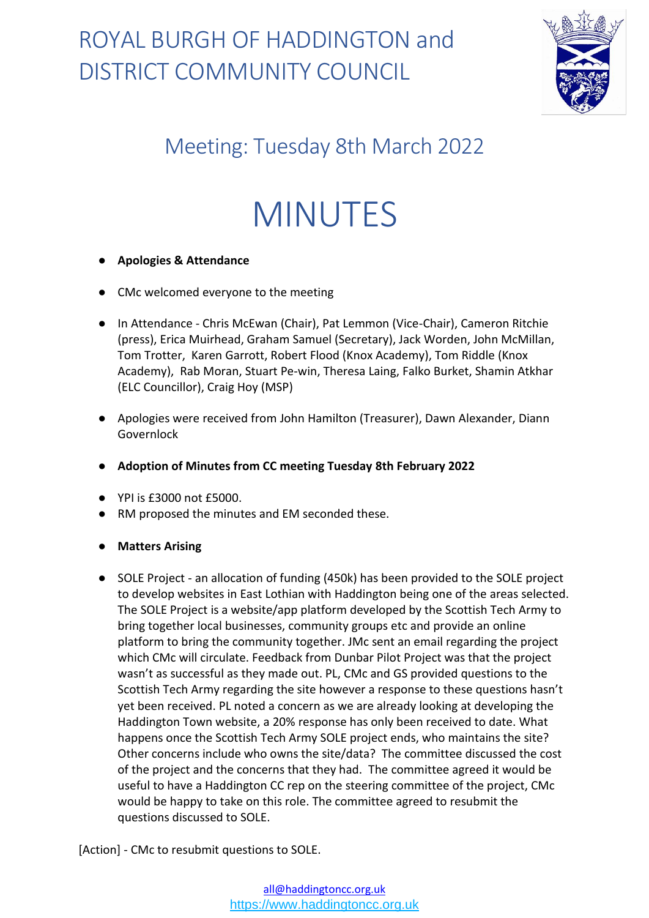# ROYAL BURGH OF HADDINGTON and DISTRICT COMMUNITY COUNCIL

## Meeting: Tuesday 8th March 2022

# MINUTES

- **Apologies & Attendance**

- CMc welcomed everyone to the meeting

- In Attendance - Chris McEwan (Chair), Pat Lemmon (Vice-Chair), Cameron Ritchie (press), Erica Muirhead, Graham Samuel (Secretary), Jack Worden, John McMillan, Tom Trotter, Karen Garrott, Robert Flood (Knox Academy), Tom Riddle (Knox Academy), Rab Moran, Stuart Pe-win, Theresa Laing, Falko Burket, Shamin Atkhar (ELC Councillor), Craig Hoy (MSP)

- Apologies were received from John Hamilton (Treasurer), Dawn Alexander, Diann Governlock

- **Adoption of Minutes from CC meeting Tuesday 8th February 2022**

- YPI is £3000 not £5000.
- RM proposed the minutes and EM seconded these.

- **Matters Arising**

- SOLE Project - an allocation of funding (450k) has been provided to the SOLE project to develop websites in East Lothian with Haddington being one of the areas selected. The SOLE Project is a website/app platform developed by the Scottish Tech Army to bring together local businesses, community groups etc and provide an online platform to bring the community together. JMc sent an email regarding the project which CMc will circulate. Feedback from Dunbar Pilot Project was that the project wasn't as successful as they made out. PL, CMc and GS provided questions to the Scottish Tech Army regarding the site however a response to these questions hasn't yet been received. PL noted a concern as we are already looking at developing the Haddington Town website, a 20% response has only been received to date. What happens once the Scottish Tech Army SOLE project ends, who maintains the site? Other concerns include who owns the site/data? The committee discussed the cost of the project and the concerns that they had. The committee agreed it would be useful to have a Haddington CC rep on the steering committee of the project, CMc would be happy to take on this role. The committee agreed to resubmit the questions discussed to SOLE.

[Action] - CMc to resubmit questions to SOLE.

all@haddingtoncc.org.uk
https://www.haddingtoncc.org.uk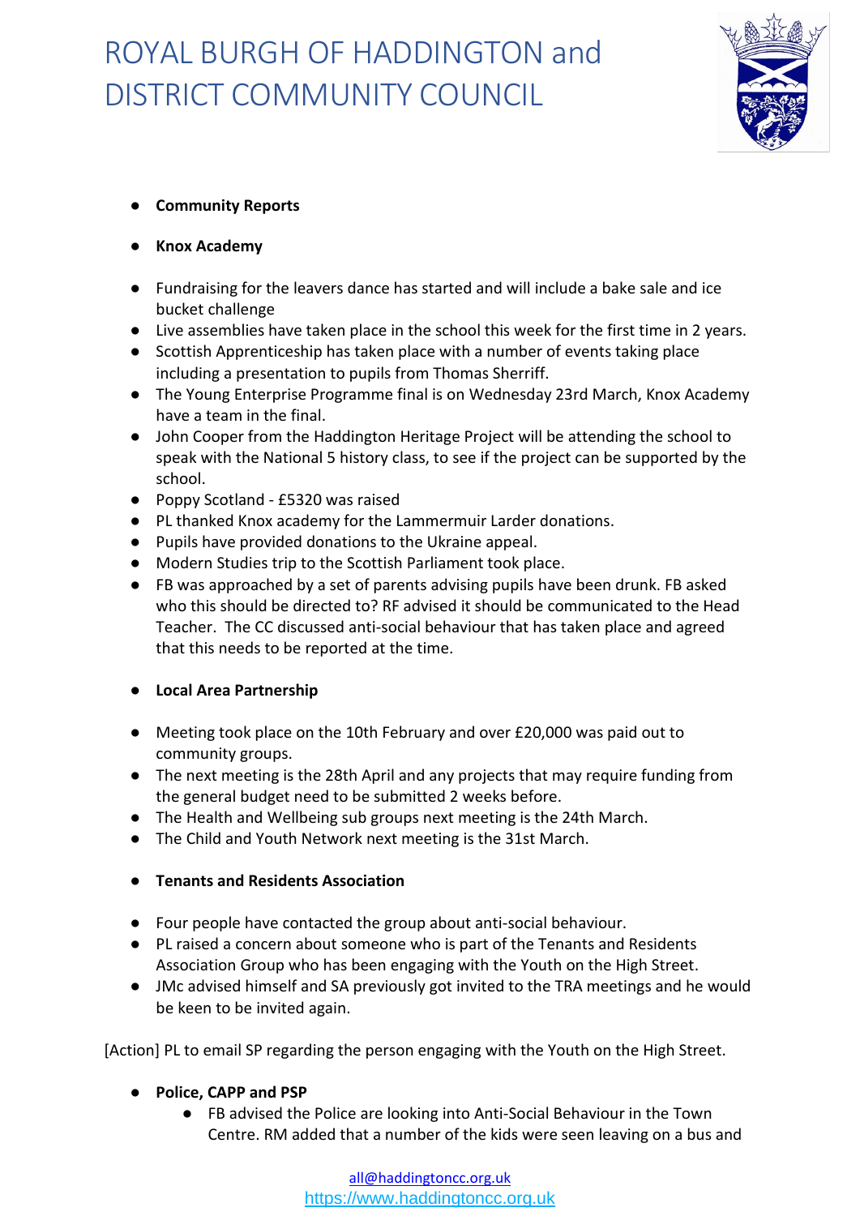- **Community Reports**

- **Knox Academy**

- Fundraising for the leavers dance has started and will include a bake sale and ice bucket challenge
- Live assemblies have taken place in the school this week for the first time in 2 years.
- Scottish Apprenticeship has taken place with a number of events taking place including a presentation to pupils from Thomas Sherriff.
- The Young Enterprise Programme final is on Wednesday 23rd March, Knox Academy have a team in the final.
- John Cooper from the Haddington Heritage Project will be attending the school to speak with the National 5 history class, to see if the project can be supported by the school.
- Poppy Scotland - £5320 was raised
- PL thanked Knox academy for the Lammermuir Larder donations.
- Pupils have provided donations to the Ukraine appeal.
- Modern Studies trip to the Scottish Parliament took place.
- FB was approached by a set of parents advising pupils have been drunk. FB asked who this should be directed to? RF advised it should be communicated to the Head Teacher. The CC discussed anti-social behaviour that has taken place and agreed that this needs to be reported at the time.

- **Local Area Partnership**

- Meeting took place on the 10th February and over £20,000 was paid out to community groups.
- The next meeting is the 28th April and any projects that may require funding from the general budget need to be submitted 2 weeks before.
- The Health and Wellbeing sub groups next meeting is the 24th March.
- The Child and Youth Network next meeting is the 31st March.

- **Tenants and Residents Association**

- Four people have contacted the group about anti-social behaviour.
- PL raised a concern about someone who is part of the Tenants and Residents Association Group who has been engaging with the Youth on the High Street.
- JMc advised himself and SA previously got invited to the TRA meetings and he would be keen to be invited again.

[Action] PL to email SP regarding the person engaging with the Youth on the High Street.

- **Police, CAPP and PSP**
  - FB advised the Police are looking into Anti-Social Behaviour in the Town Centre. RM added that a number of the kids were seen leaving on a bus and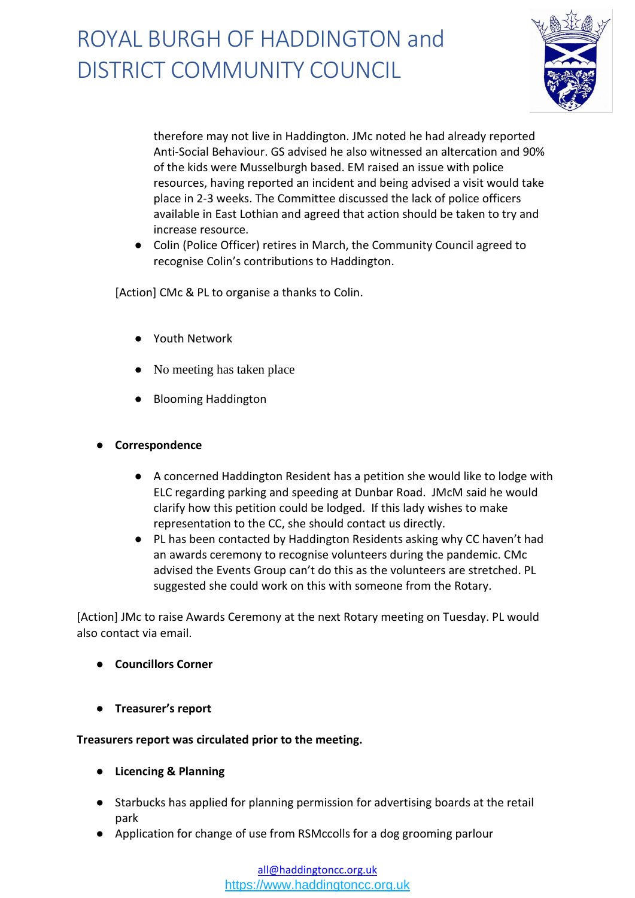therefore may not live in Haddington. JMc noted he had already reported Anti-Social Behaviour. GS advised he also witnessed an altercation and 90% of the kids were Musselburgh based. EM raised an issue with police resources, having reported an incident and being advised a visit would take place in 2-3 weeks. The Committee discussed the lack of police officers available in East Lothian and agreed that action should be taken to try and increase resource.

- Colin (Police Officer) retires in March, the Community Council agreed to recognise Colin's contributions to Haddington.

[Action] CMc & PL to organise a thanks to Colin.

- Youth Network
- No meeting has taken place
- Blooming Haddington

- **Correspondence**
  - A concerned Haddington Resident has a petition she would like to lodge with ELC regarding parking and speeding at Dunbar Road. JMcM said he would clarify how this petition could be lodged. If this lady wishes to make representation to the CC, she should contact us directly.
  - PL has been contacted by Haddington Residents asking why CC haven't had an awards ceremony to recognise volunteers during the pandemic. CMc advised the Events Group can't do this as the volunteers are stretched. PL suggested she could work on this with someone from the Rotary.

[Action] JMc to raise Awards Ceremony at the next Rotary meeting on Tuesday. PL would also contact via email.

- **Councillors Corner**

- **Treasurer's report**

**Treasurers report was circulated prior to the meeting.**

- **Licencing & Planning**

- Starbucks has applied for planning permission for advertising boards at the retail park
- Application for change of use from RSMccolls for a dog grooming parlour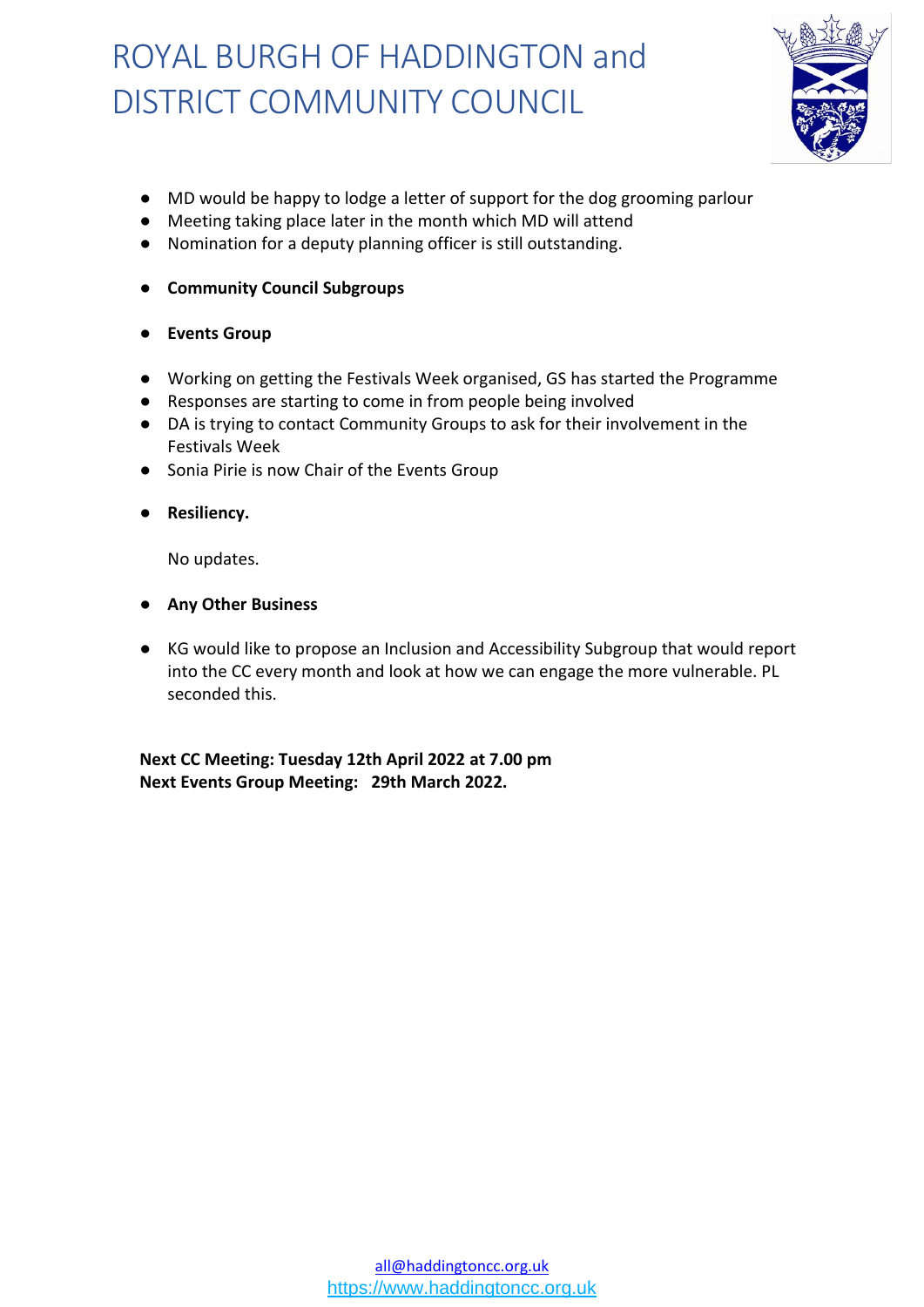- MD would be happy to lodge a letter of support for the dog grooming parlour
- Meeting taking place later in the month which MD will attend
- Nomination for a deputy planning officer is still outstanding.

- **Community Council Subgroups**

- **Events Group**

- Working on getting the Festivals Week organised, GS has started the Programme
- Responses are starting to come in from people being involved
- DA is trying to contact Community Groups to ask for their involvement in the Festivals Week
- Sonia Pirie is now Chair of the Events Group

- **Resiliency.**

  No updates.

- **Any Other Business**

- KG would like to propose an Inclusion and Accessibility Subgroup that would report into the CC every month and look at how we can engage the more vulnerable. PL seconded this.

**Next CC Meeting: Tuesday 12th April 2022 at 7.00 pm**
**Next Events Group Meeting: 29th March 2022.**